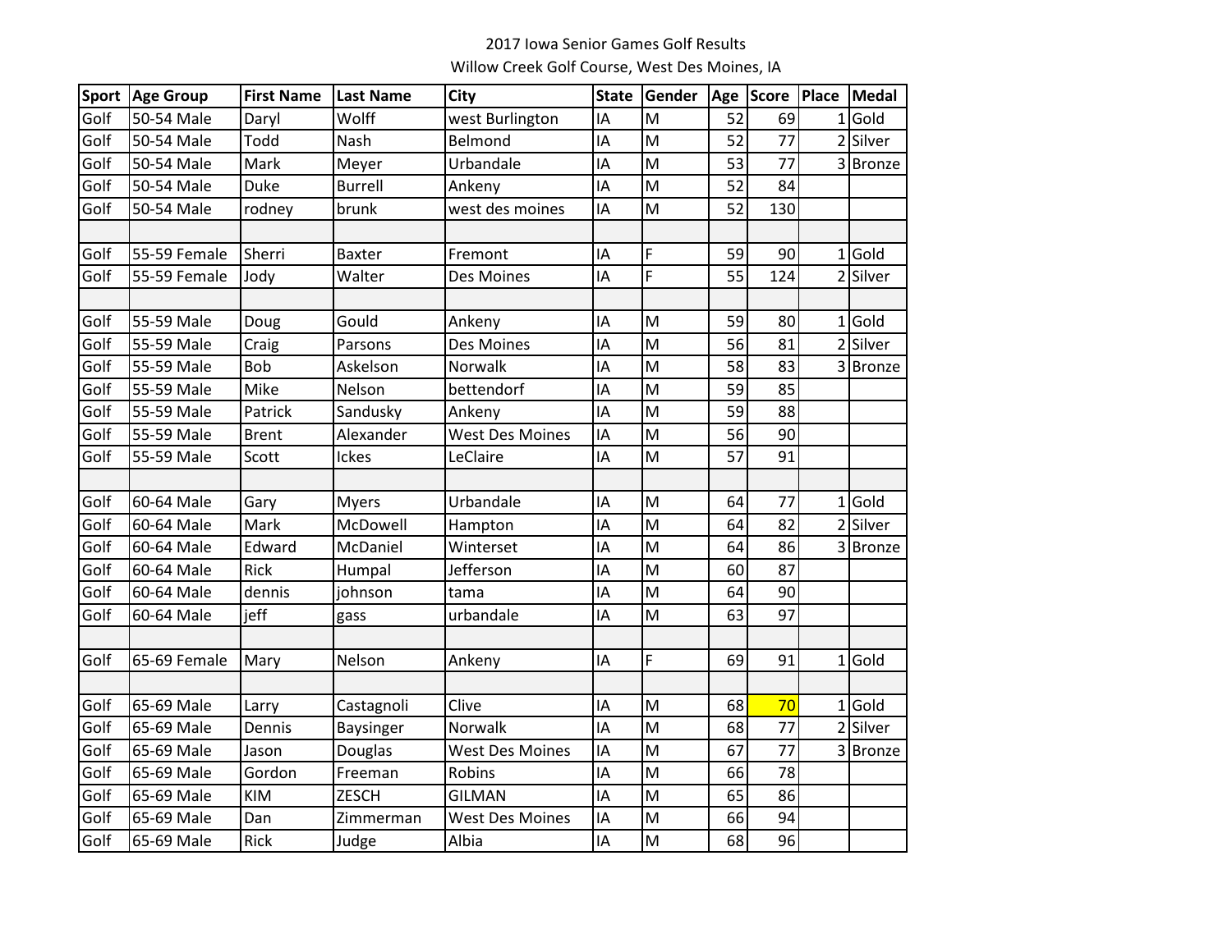2017 Iowa Senior Games Golf Results

Willow Creek Golf Course, West Des Moines, IA

| Sport | Age Group | First Name | Last Name | City | State | Gender | Age | Score | Place | Medal |
|---|---|---|---|---|---|---|---|---|---|---|
| Golf | 50-54 Male | Daryl | Wolff | west Burlington | IA | M | 52 | 69 | 1 | Gold |
| Golf | 50-54 Male | Todd | Nash | Belmond | IA | M | 52 | 77 | 2 | Silver |
| Golf | 50-54 Male | Mark | Meyer | Urbandale | IA | M | 53 | 77 | 3 | Bronze |
| Golf | 50-54 Male | Duke | Burrell | Ankeny | IA | M | 52 | 84 | | |
| Golf | 50-54 Male | rodney | brunk | west des moines | IA | M | 52 | 130 | | |
| | | | | | | | | | | |
| Golf | 55-59 Female | Sherri | Baxter | Fremont | IA | F | 59 | 90 | 1 | Gold |
| Golf | 55-59 Female | Jody | Walter | Des Moines | IA | F | 55 | 124 | 2 | Silver |
| | | | | | | | | | | |
| Golf | 55-59 Male | Doug | Gould | Ankeny | IA | M | 59 | 80 | 1 | Gold |
| Golf | 55-59 Male | Craig | Parsons | Des Moines | IA | M | 56 | 81 | 2 | Silver |
| Golf | 55-59 Male | Bob | Askelson | Norwalk | IA | M | 58 | 83 | 3 | Bronze |
| Golf | 55-59 Male | Mike | Nelson | bettendorf | IA | M | 59 | 85 | | |
| Golf | 55-59 Male | Patrick | Sandusky | Ankeny | IA | M | 59 | 88 | | |
| Golf | 55-59 Male | Brent | Alexander | West Des Moines | IA | M | 56 | 90 | | |
| Golf | 55-59 Male | Scott | Ickes | LeClaire | IA | M | 57 | 91 | | |
| | | | | | | | | | | |
| Golf | 60-64 Male | Gary | Myers | Urbandale | IA | M | 64 | 77 | 1 | Gold |
| Golf | 60-64 Male | Mark | McDowell | Hampton | IA | M | 64 | 82 | 2 | Silver |
| Golf | 60-64 Male | Edward | McDaniel | Winterset | IA | M | 64 | 86 | 3 | Bronze |
| Golf | 60-64 Male | Rick | Humpal | Jefferson | IA | M | 60 | 87 | | |
| Golf | 60-64 Male | dennis | johnson | tama | IA | M | 64 | 90 | | |
| Golf | 60-64 Male | jeff | gass | urbandale | IA | M | 63 | 97 | | |
| | | | | | | | | | | |
| Golf | 65-69 Female | Mary | Nelson | Ankeny | IA | F | 69 | 91 | 1 | Gold |
| | | | | | | | | | | |
| Golf | 65-69 Male | Larry | Castagnoli | Clive | IA | M | 68 | 70 | 1 | Gold |
| Golf | 65-69 Male | Dennis | Baysinger | Norwalk | IA | M | 68 | 77 | 2 | Silver |
| Golf | 65-69 Male | Jason | Douglas | West Des Moines | IA | M | 67 | 77 | 3 | Bronze |
| Golf | 65-69 Male | Gordon | Freeman | Robins | IA | M | 66 | 78 | | |
| Golf | 65-69 Male | KIM | ZESCH | GILMAN | IA | M | 65 | 86 | | |
| Golf | 65-69 Male | Dan | Zimmerman | West Des Moines | IA | M | 66 | 94 | | |
| Golf | 65-69 Male | Rick | Judge | Albia | IA | M | 68 | 96 | | |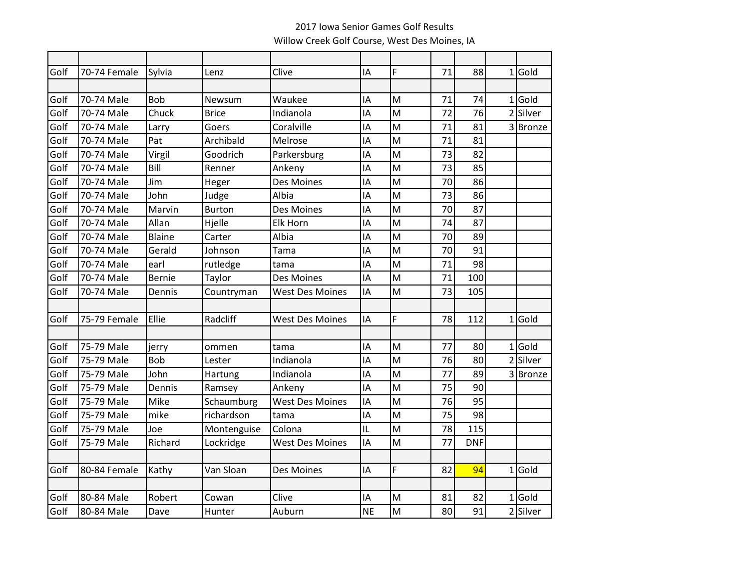2017 Iowa Senior Games Golf Results

Willow Creek Golf Course, West Des Moines, IA

| | | | | | | | | | | |
|---|---|---|---|---|---|---|---|---|---|---|
| Golf | 70-74 Female | Sylvia | Lenz | Clive | IA | F | 71 | 88 | 1 | Gold |
| | | | | | | | | | | |
| Golf | 70-74 Male | Bob | Newsum | Waukee | IA | M | 71 | 74 | 1 | Gold |
| Golf | 70-74 Male | Chuck | Brice | Indianola | IA | M | 72 | 76 | 2 | Silver |
| Golf | 70-74 Male | Larry | Goers | Coralville | IA | M | 71 | 81 | 3 | Bronze |
| Golf | 70-74 Male | Pat | Archibald | Melrose | IA | M | 71 | 81 | | |
| Golf | 70-74 Male | Virgil | Goodrich | Parkersburg | IA | M | 73 | 82 | | |
| Golf | 70-74 Male | Bill | Renner | Ankeny | IA | M | 73 | 85 | | |
| Golf | 70-74 Male | Jim | Heger | Des Moines | IA | M | 70 | 86 | | |
| Golf | 70-74 Male | John | Judge | Albia | IA | M | 73 | 86 | | |
| Golf | 70-74 Male | Marvin | Burton | Des Moines | IA | M | 70 | 87 | | |
| Golf | 70-74 Male | Allan | Hjelle | Elk Horn | IA | M | 74 | 87 | | |
| Golf | 70-74 Male | Blaine | Carter | Albia | IA | M | 70 | 89 | | |
| Golf | 70-74 Male | Gerald | Johnson | Tama | IA | M | 70 | 91 | | |
| Golf | 70-74 Male | earl | rutledge | tama | IA | M | 71 | 98 | | |
| Golf | 70-74 Male | Bernie | Taylor | Des Moines | IA | M | 71 | 100 | | |
| Golf | 70-74 Male | Dennis | Countryman | West Des Moines | IA | M | 73 | 105 | | |
| | | | | | | | | | | |
| Golf | 75-79 Female | Ellie | Radcliff | West Des Moines | IA | F | 78 | 112 | 1 | Gold |
| | | | | | | | | | | |
| Golf | 75-79 Male | jerry | ommen | tama | IA | M | 77 | 80 | 1 | Gold |
| Golf | 75-79 Male | Bob | Lester | Indianola | IA | M | 76 | 80 | 2 | Silver |
| Golf | 75-79 Male | John | Hartung | Indianola | IA | M | 77 | 89 | 3 | Bronze |
| Golf | 75-79 Male | Dennis | Ramsey | Ankeny | IA | M | 75 | 90 | | |
| Golf | 75-79 Male | Mike | Schaumburg | West Des Moines | IA | M | 76 | 95 | | |
| Golf | 75-79 Male | mike | richardson | tama | IA | M | 75 | 98 | | |
| Golf | 75-79 Male | Joe | Montenguise | Colona | IL | M | 78 | 115 | | |
| Golf | 75-79 Male | Richard | Lockridge | West Des Moines | IA | M | 77 | DNF | | |
| | | | | | | | | | | |
| Golf | 80-84 Female | Kathy | Van Sloan | Des Moines | IA | F | 82 | 94 | 1 | Gold |
| | | | | | | | | | | |
| Golf | 80-84 Male | Robert | Cowan | Clive | IA | M | 81 | 82 | 1 | Gold |
| Golf | 80-84 Male | Dave | Hunter | Auburn | NE | M | 80 | 91 | 2 | Silver |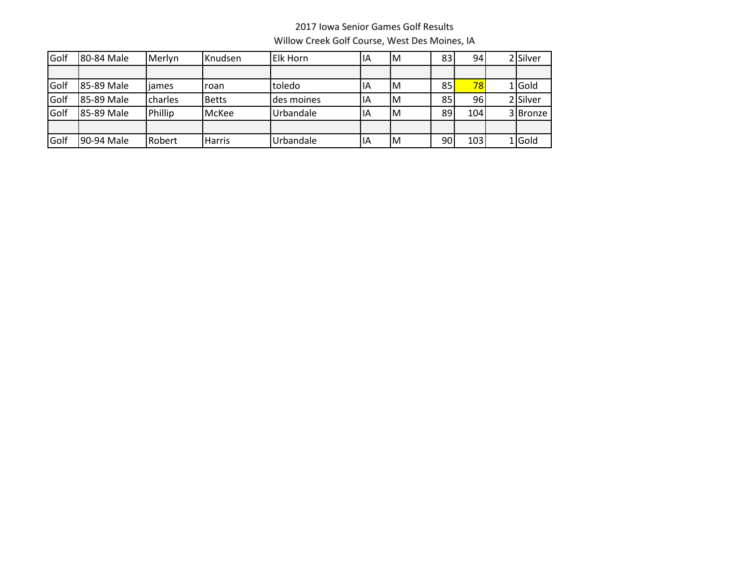2017 Iowa Senior Games Golf Results

Willow Creek Golf Course, West Des Moines, IA

| | | | | | | | | | | |
|---|---|---|---|---|---|---|---|---|---|---|
| Golf | 80-84 Male | Merlyn | Knudsen | Elk Horn | IA | M | 83 | 94 | 2 | Silver |
| | | | | | | | | | | |
| Golf | 85-89 Male | james | roan | toledo | IA | M | 85 | 78 | 1 | Gold |
| Golf | 85-89 Male | charles | Betts | des moines | IA | M | 85 | 96 | 2 | Silver |
| Golf | 85-89 Male | Phillip | McKee | Urbandale | IA | M | 89 | 104 | 3 | Bronze |
| | | | | | | | | | | |
| Golf | 90-94 Male | Robert | Harris | Urbandale | IA | M | 90 | 103 | 1 | Gold |